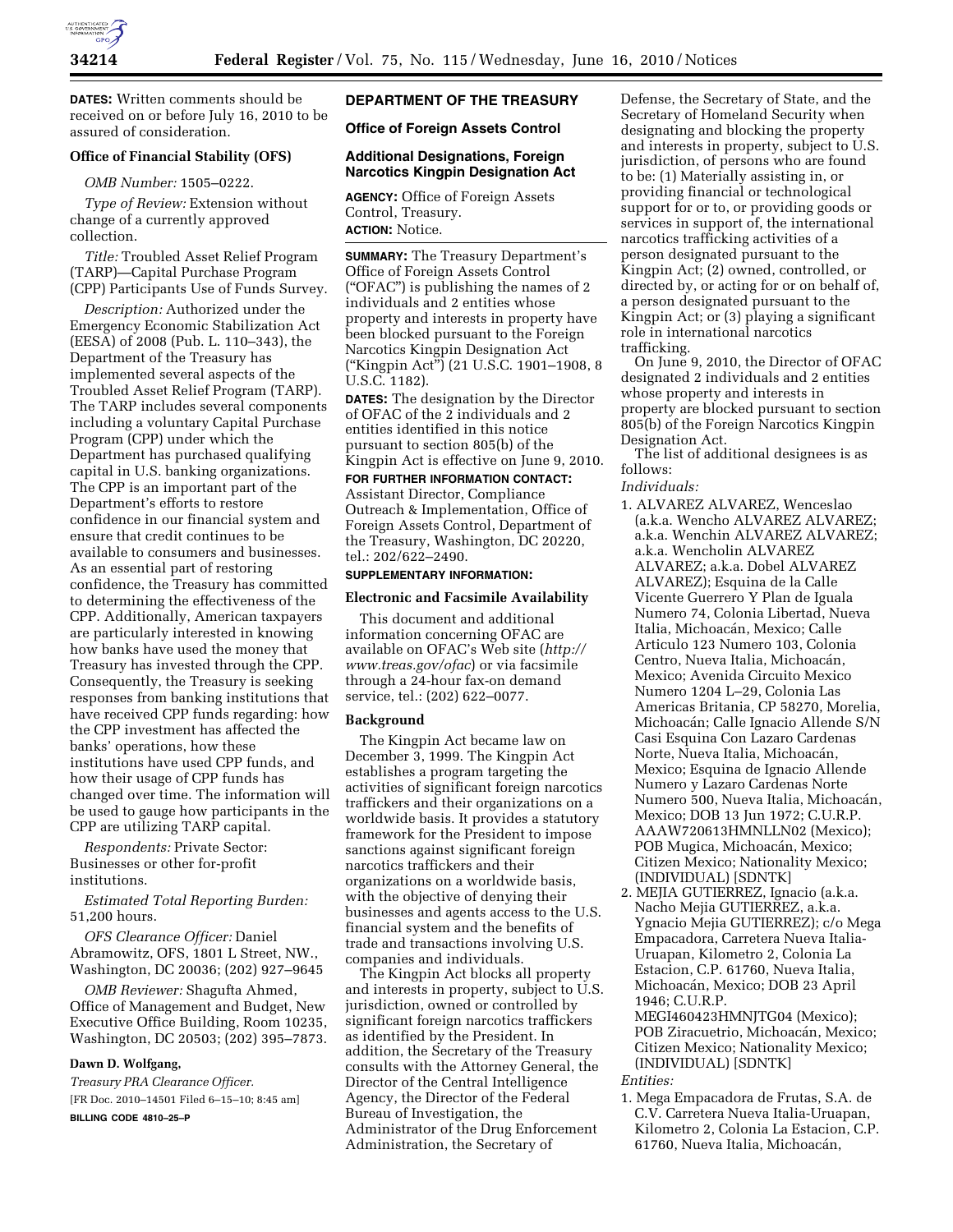**DATES:** Written comments should be received on or before July 16, 2010 to be assured of consideration.

### Office of Financial Stability (OFS)

*OMB Number:* 1505–0222.

*Type of Review:* Extension without change of a currently approved collection.

*Title:* Troubled Asset Relief Program (TARP)—Capital Purchase Program (CPP) Participants Use of Funds Survey.

*Description:* Authorized under the Emergency Economic Stabilization Act (EESA) of 2008 (Pub. L. 110–343), the Department of the Treasury has implemented several aspects of the Troubled Asset Relief Program (TARP). The TARP includes several components including a voluntary Capital Purchase Program (CPP) under which the Department has purchased qualifying capital in U.S. banking organizations. The CPP is an important part of the Department's efforts to restore confidence in our financial system and ensure that credit continues to be available to consumers and businesses. As an essential part of restoring confidence, the Treasury has committed to determining the effectiveness of the CPP. Additionally, American taxpayers are particularly interested in knowing how banks have used the money that Treasury has invested through the CPP. Consequently, the Treasury is seeking responses from banking institutions that have received CPP funds regarding: how the CPP investment has affected the banks' operations, how these institutions have used CPP funds, and how their usage of CPP funds has changed over time. The information will be used to gauge how participants in the CPP are utilizing TARP capital.

*Respondents:* Private Sector: Businesses or other for-profit institutions.

*Estimated Total Reporting Burden:* 51,200 hours.

*OFS Clearance Officer:* Daniel Abramowitz, OFS, 1801 L Street, NW., Washington, DC 20036; (202) 927–9645

*OMB Reviewer:* Shagufta Ahmed, Office of Management and Budget, New Executive Office Building, Room 10235, Washington, DC 20503; (202) 395–7873.

**Dawn D. Wolfgang,**

*Treasury PRA Clearance Officer.*

[FR Doc. 2010–14501 Filed 6–15–10; 8:45 am]

**BILLING CODE 4810–25–P**

## DEPARTMENT OF THE TREASURY

### Office of Foreign Assets Control

### Additional Designations, Foreign Narcotics Kingpin Designation Act

**AGENCY:** Office of Foreign Assets Control, Treasury.

**ACTION:** Notice.

**SUMMARY:** The Treasury Department's Office of Foreign Assets Control ("OFAC") is publishing the names of 2 individuals and 2 entities whose property and interests in property have been blocked pursuant to the Foreign Narcotics Kingpin Designation Act ("Kingpin Act") (21 U.S.C. 1901–1908, 8 U.S.C. 1182).

**DATES:** The designation by the Director of OFAC of the 2 individuals and 2 entities identified in this notice pursuant to section 805(b) of the Kingpin Act is effective on June 9, 2010.

**FOR FURTHER INFORMATION CONTACT:** Assistant Director, Compliance Outreach & Implementation, Office of Foreign Assets Control, Department of the Treasury, Washington, DC 20220, tel.: 202/622–2490.

**SUPPLEMENTARY INFORMATION:**

### Electronic and Facsimile Availability

This document and additional information concerning OFAC are available on OFAC's Web site (*http://www.treas.gov/ofac*) or via facsimile through a 24-hour fax-on demand service, tel.: (202) 622–0077.

### Background

The Kingpin Act became law on December 3, 1999. The Kingpin Act establishes a program targeting the activities of significant foreign narcotics traffickers and their organizations on a worldwide basis. It provides a statutory framework for the President to impose sanctions against significant foreign narcotics traffickers and their organizations on a worldwide basis, with the objective of denying their businesses and agents access to the U.S. financial system and the benefits of trade and transactions involving U.S. companies and individuals.

The Kingpin Act blocks all property and interests in property, subject to U.S. jurisdiction, owned or controlled by significant foreign narcotics traffickers as identified by the President. In addition, the Secretary of the Treasury consults with the Attorney General, the Director of the Central Intelligence Agency, the Director of the Federal Bureau of Investigation, the Administrator of the Drug Enforcement Administration, the Secretary of Defense, the Secretary of State, and the Secretary of Homeland Security when designating and blocking the property and interests in property, subject to U.S. jurisdiction, of persons who are found to be: (1) Materially assisting in, or providing financial or technological support for or to, or providing goods or services in support of, the international narcotics trafficking activities of a person designated pursuant to the Kingpin Act; (2) owned, controlled, or directed by, or acting for or on behalf of, a person designated pursuant to the Kingpin Act; or (3) playing a significant role in international narcotics trafficking.

On June 9, 2010, the Director of OFAC designated 2 individuals and 2 entities whose property and interests in property are blocked pursuant to section 805(b) of the Foreign Narcotics Kingpin Designation Act.

The list of additional designees is as follows:

*Individuals:*

1. ALVAREZ ALVAREZ, Wenceslao (a.k.a. Wencho ALVAREZ ALVAREZ; a.k.a. Wenchin ALVAREZ ALVAREZ; a.k.a. Wencholin ALVAREZ ALVAREZ; a.k.a. Dobel ALVAREZ ALVAREZ); Esquina de la Calle Vicente Guerrero Y Plan de Iguala Numero 74, Colonia Libertad, Nueva Italia, Michoacán, Mexico; Calle Articulo 123 Numero 103, Colonia Centro, Nueva Italia, Michoacán, Mexico; Avenida Circuito Mexico Numero 1204 L–29, Colonia Las Americas Britania, CP 58270, Morelia, Michoacán; Calle Ignacio Allende S/N Casi Esquina Con Lazaro Cardenas Norte, Nueva Italia, Michoacán, Mexico; Esquina de Ignacio Allende Numero y Lazaro Cardenas Norte Numero 500, Nueva Italia, Michoacán, Mexico; DOB 13 Jun 1972; C.U.R.P. AAAW720613HMNLLN02 (Mexico); POB Mugica, Michoacán, Mexico; Citizen Mexico; Nationality Mexico; (INDIVIDUAL) [SDNTK]
2. MEJIA GUTIERREZ, Ignacio (a.k.a. Nacho Mejia GUTIERREZ, a.k.a. Ygnacio Mejia GUTIERREZ); c/o Mega Empacadora, Carretera Nueva Italia-Uruapan, Kilometro 2, Colonia La Estacion, C.P. 61760, Nueva Italia, Michoacán, Mexico; DOB 23 April 1946; C.U.R.P. MEGI460423HMNJTG04 (Mexico); POB Ziracuetrio, Michoacán, Mexico; Citizen Mexico; Nationality Mexico; (INDIVIDUAL) [SDNTK]

*Entities:*

1. Mega Empacadora de Frutas, S.A. de C.V. Carretera Nueva Italia-Uruapan, Kilometro 2, Colonia La Estacion, C.P. 61760, Nueva Italia, Michoacán,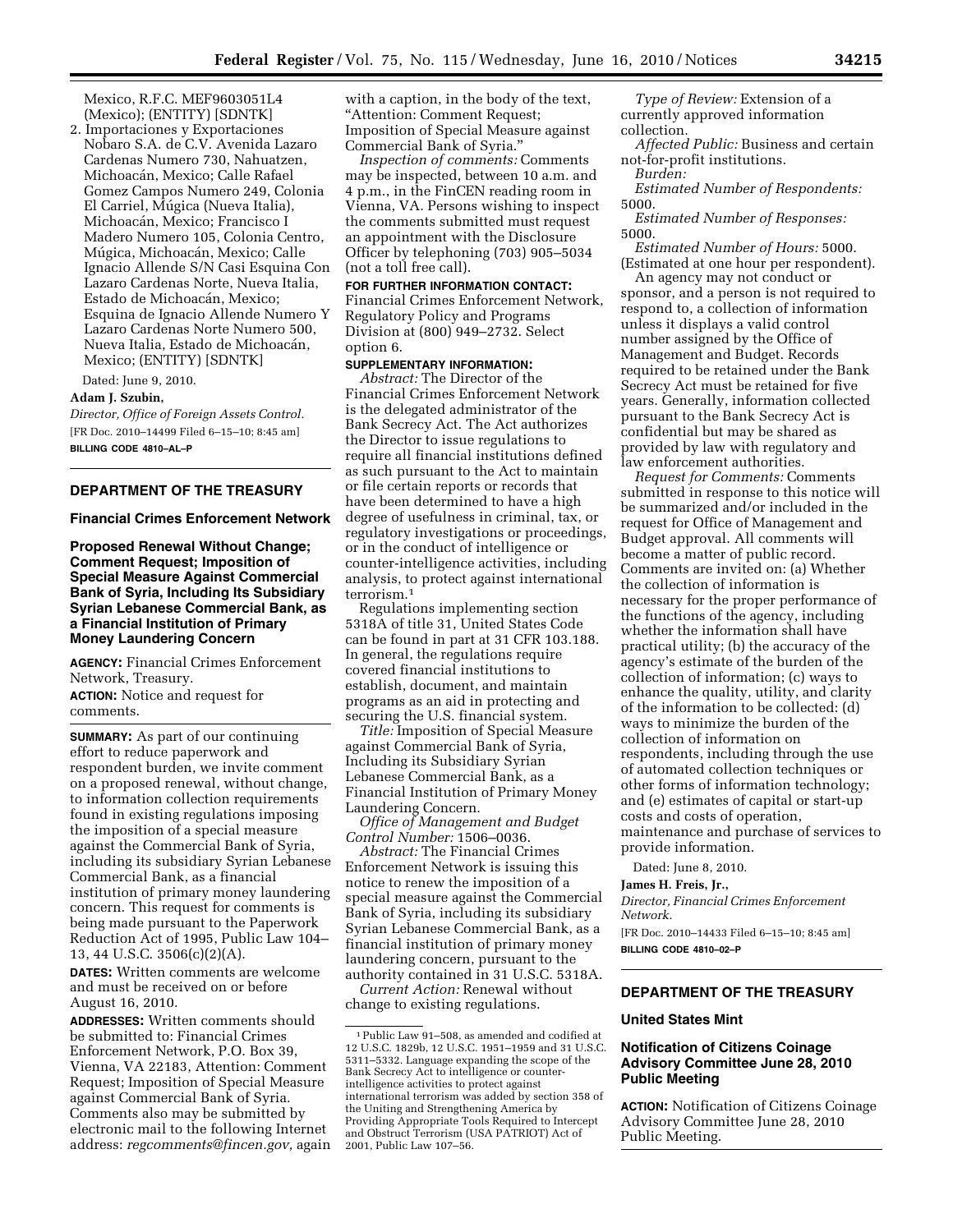Mexico, R.F.C. MEF9603051L4 (Mexico); (ENTITY) [SDNTK]

2. Importaciones y Exportaciones Nobaro S.A. de C.V. Avenida Lazaro Cardenas Numero 730, Nahuatzen, Michoacán, Mexico; Calle Rafael Gomez Campos Numero 249, Colonia El Carriel, Múgica (Nueva Italia), Michoacán, Mexico; Francisco I Madero Numero 105, Colonia Centro, Múgica, Michoacán, Mexico; Calle Ignacio Allende S/N Casi Esquina Con Lazaro Cardenas Norte, Nueva Italia, Estado de Michoacán, Mexico; Esquina de Ignacio Allende Numero Y Lazaro Cardenas Norte Numero 500, Nueva Italia, Estado de Michoacán, Mexico; (ENTITY) [SDNTK]

Dated: June 9, 2010.

**Adam J. Szubin,**

*Director, Office of Foreign Assets Control.*

[FR Doc. 2010–14499 Filed 6–15–10; 8:45 am]

**BILLING CODE 4810–AL–P**

## DEPARTMENT OF THE TREASURY

### Financial Crimes Enforcement Network

### Proposed Renewal Without Change; Comment Request; Imposition of Special Measure Against Commercial Bank of Syria, Including Its Subsidiary Syrian Lebanese Commercial Bank, as a Financial Institution of Primary Money Laundering Concern

**AGENCY:** Financial Crimes Enforcement Network, Treasury.

**ACTION:** Notice and request for comments.

**SUMMARY:** As part of our continuing effort to reduce paperwork and respondent burden, we invite comment on a proposed renewal, without change, to information collection requirements found in existing regulations imposing the imposition of a special measure against the Commercial Bank of Syria, including its subsidiary Syrian Lebanese Commercial Bank, as a financial institution of primary money laundering concern. This request for comments is being made pursuant to the Paperwork Reduction Act of 1995, Public Law 104–13, 44 U.S.C. 3506(c)(2)(A).

**DATES:** Written comments are welcome and must be received on or before August 16, 2010.

**ADDRESSES:** Written comments should be submitted to: Financial Crimes Enforcement Network, P.O. Box 39, Vienna, VA 22183, Attention: Comment Request; Imposition of Special Measure against Commercial Bank of Syria. Comments also may be submitted by electronic mail to the following Internet address: *regcomments@fincen.gov,* again with a caption, in the body of the text, "Attention: Comment Request; Imposition of Special Measure against Commercial Bank of Syria."

*Inspection of comments:* Comments may be inspected, between 10 a.m. and 4 p.m., in the FinCEN reading room in Vienna, VA. Persons wishing to inspect the comments submitted must request an appointment with the Disclosure Officer by telephoning (703) 905–5034 (not a toll free call).

**FOR FURTHER INFORMATION CONTACT:** Financial Crimes Enforcement Network, Regulatory Policy and Programs Division at (800) 949–2732. Select option 6.

**SUPPLEMENTARY INFORMATION:**

*Abstract:* The Director of the Financial Crimes Enforcement Network is the delegated administrator of the Bank Secrecy Act. The Act authorizes the Director to issue regulations to require all financial institutions defined as such pursuant to the Act to maintain or file certain reports or records that have been determined to have a high degree of usefulness in criminal, tax, or regulatory investigations or proceedings, or in the conduct of intelligence or counter-intelligence activities, including analysis, to protect against international terrorism.[1]

Regulations implementing section 5318A of title 31, United States Code can be found in part at 31 CFR 103.188. In general, the regulations require covered financial institutions to establish, document, and maintain programs as an aid in protecting and securing the U.S. financial system.

*Title:* Imposition of Special Measure against Commercial Bank of Syria, Including its Subsidiary Syrian Lebanese Commercial Bank, as a Financial Institution of Primary Money Laundering Concern.

*Office of Management and Budget Control Number:* 1506–0036.

*Abstract:* The Financial Crimes Enforcement Network is issuing this notice to renew the imposition of a special measure against the Commercial Bank of Syria, including its subsidiary Syrian Lebanese Commercial Bank, as a financial institution of primary money laundering concern, pursuant to the authority contained in 31 U.S.C. 5318A.

*Current Action:* Renewal without change to existing regulations.

*Type of Review:* Extension of a currently approved information collection.

*Affected Public:* Business and certain not-for-profit institutions.

*Burden:*

*Estimated Number of Respondents:* 5000.

*Estimated Number of Responses:* 5000.

*Estimated Number of Hours:* 5000. (Estimated at one hour per respondent).

An agency may not conduct or sponsor, and a person is not required to respond to, a collection of information unless it displays a valid control number assigned by the Office of Management and Budget. Records required to be retained under the Bank Secrecy Act must be retained for five years. Generally, information collected pursuant to the Bank Secrecy Act is confidential but may be shared as provided by law with regulatory and law enforcement authorities.

*Request for Comments:* Comments submitted in response to this notice will be summarized and/or included in the request for Office of Management and Budget approval. All comments will become a matter of public record. Comments are invited on: (a) Whether the collection of information is necessary for the proper performance of the functions of the agency, including whether the information shall have practical utility; (b) the accuracy of the agency's estimate of the burden of the collection of information; (c) ways to enhance the quality, utility, and clarity of the information to be collected: (d) ways to minimize the burden of the collection of information on respondents, including through the use of automated collection techniques or other forms of information technology; and (e) estimates of capital or start-up costs and costs of operation, maintenance and purchase of services to provide information.

Dated: June 8, 2010.

**James H. Freis, Jr.,**

*Director, Financial Crimes Enforcement Network.*

[FR Doc. 2010–14433 Filed 6–15–10; 8:45 am]

**BILLING CODE 4810–02–P**

[1] Public Law 91–508, as amended and codified at 12 U.S.C. 1829b, 12 U.S.C. 1951–1959 and 31 U.S.C. 5311–5332. Language expanding the scope of the Bank Secrecy Act to intelligence or counter-intelligence activities to protect against international terrorism was added by section 358 of the Uniting and Strengthening America by Providing Appropriate Tools Required to Intercept and Obstruct Terrorism (USA PATRIOT) Act of 2001, Public Law 107–56.

## DEPARTMENT OF THE TREASURY

### United States Mint

### Notification of Citizens Coinage Advisory Committee June 28, 2010 Public Meeting

**ACTION:** Notification of Citizens Coinage Advisory Committee June 28, 2010 Public Meeting.